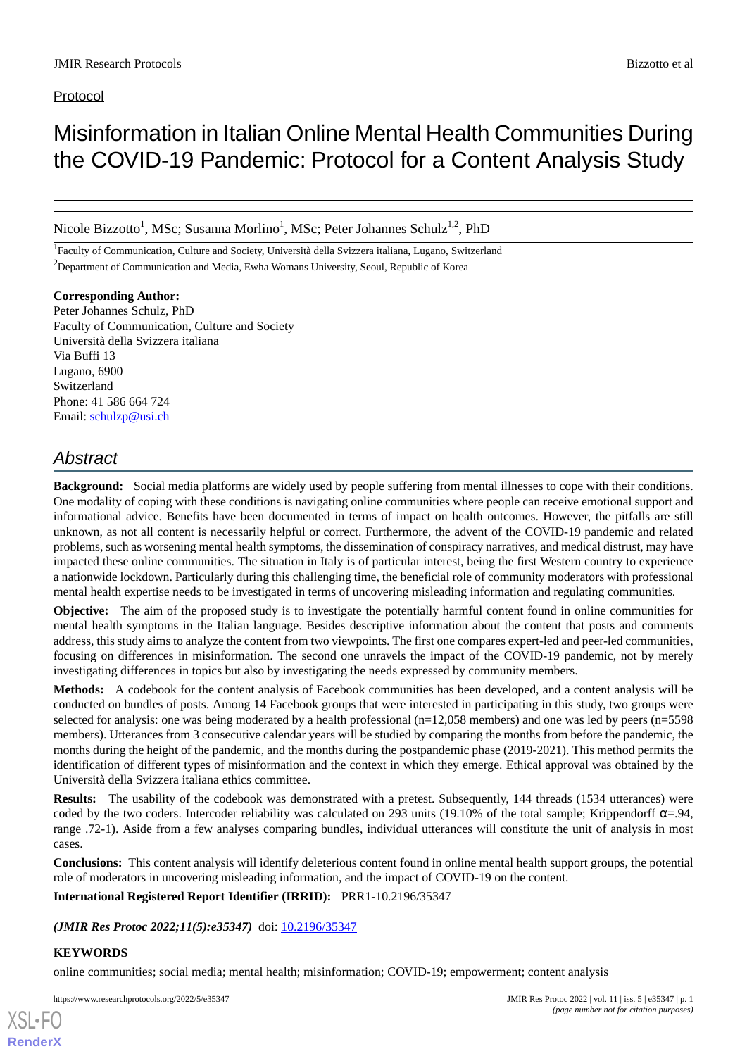Protocol

# Misinformation in Italian Online Mental Health Communities During the COVID-19 Pandemic: Protocol for a Content Analysis Study

Nicole Bizzotto[1], MSc; Susanna Morlino[1], MSc; Peter Johannes Schulz[1,2], PhD

[1]Faculty of Communication, Culture and Society, Università della Svizzera italiana, Lugano, Switzerland

[2]Department of Communication and Media, Ewha Womans University, Seoul, Republic of Korea

**Corresponding Author:**
Peter Johannes Schulz, PhD
Faculty of Communication, Culture and Society
Università della Svizzera italiana
Via Buffi 13
Lugano, 6900
Switzerland
Phone: 41 586 664 724
Email: schulzp@usi.ch

## Abstract

**Background:** Social media platforms are widely used by people suffering from mental illnesses to cope with their conditions. One modality of coping with these conditions is navigating online communities where people can receive emotional support and informational advice. Benefits have been documented in terms of impact on health outcomes. However, the pitfalls are still unknown, as not all content is necessarily helpful or correct. Furthermore, the advent of the COVID-19 pandemic and related problems, such as worsening mental health symptoms, the dissemination of conspiracy narratives, and medical distrust, may have impacted these online communities. The situation in Italy is of particular interest, being the first Western country to experience a nationwide lockdown. Particularly during this challenging time, the beneficial role of community moderators with professional mental health expertise needs to be investigated in terms of uncovering misleading information and regulating communities.

**Objective:** The aim of the proposed study is to investigate the potentially harmful content found in online communities for mental health symptoms in the Italian language. Besides descriptive information about the content that posts and comments address, this study aims to analyze the content from two viewpoints. The first one compares expert-led and peer-led communities, focusing on differences in misinformation. The second one unravels the impact of the COVID-19 pandemic, not by merely investigating differences in topics but also by investigating the needs expressed by community members.

**Methods:** A codebook for the content analysis of Facebook communities has been developed, and a content analysis will be conducted on bundles of posts. Among 14 Facebook groups that were interested in participating in this study, two groups were selected for analysis: one was being moderated by a health professional (n=12,058 members) and one was led by peers (n=5598 members). Utterances from 3 consecutive calendar years will be studied by comparing the months from before the pandemic, the months during the height of the pandemic, and the months during the postpandemic phase (2019-2021). This method permits the identification of different types of misinformation and the context in which they emerge. Ethical approval was obtained by the Università della Svizzera italiana ethics committee.

**Results:** The usability of the codebook was demonstrated with a pretest. Subsequently, 144 threads (1534 utterances) were coded by the two coders. Intercoder reliability was calculated on 293 units (19.10% of the total sample; Krippendorff $\alpha$=.94, range .72-1). Aside from a few analyses comparing bundles, individual utterances will constitute the unit of analysis in most cases.

**Conclusions:** This content analysis will identify deleterious content found in online mental health support groups, the potential role of moderators in uncovering misleading information, and the impact of COVID-19 on the content.

**International Registered Report Identifier (IRRID):** PRR1-10.2196/35347

***(JMIR Res Protoc 2022;11(5):e35347)*** doi: 10.2196/35347

**KEYWORDS**

online communities; social media; mental health; misinformation; COVID-19; empowerment; content analysis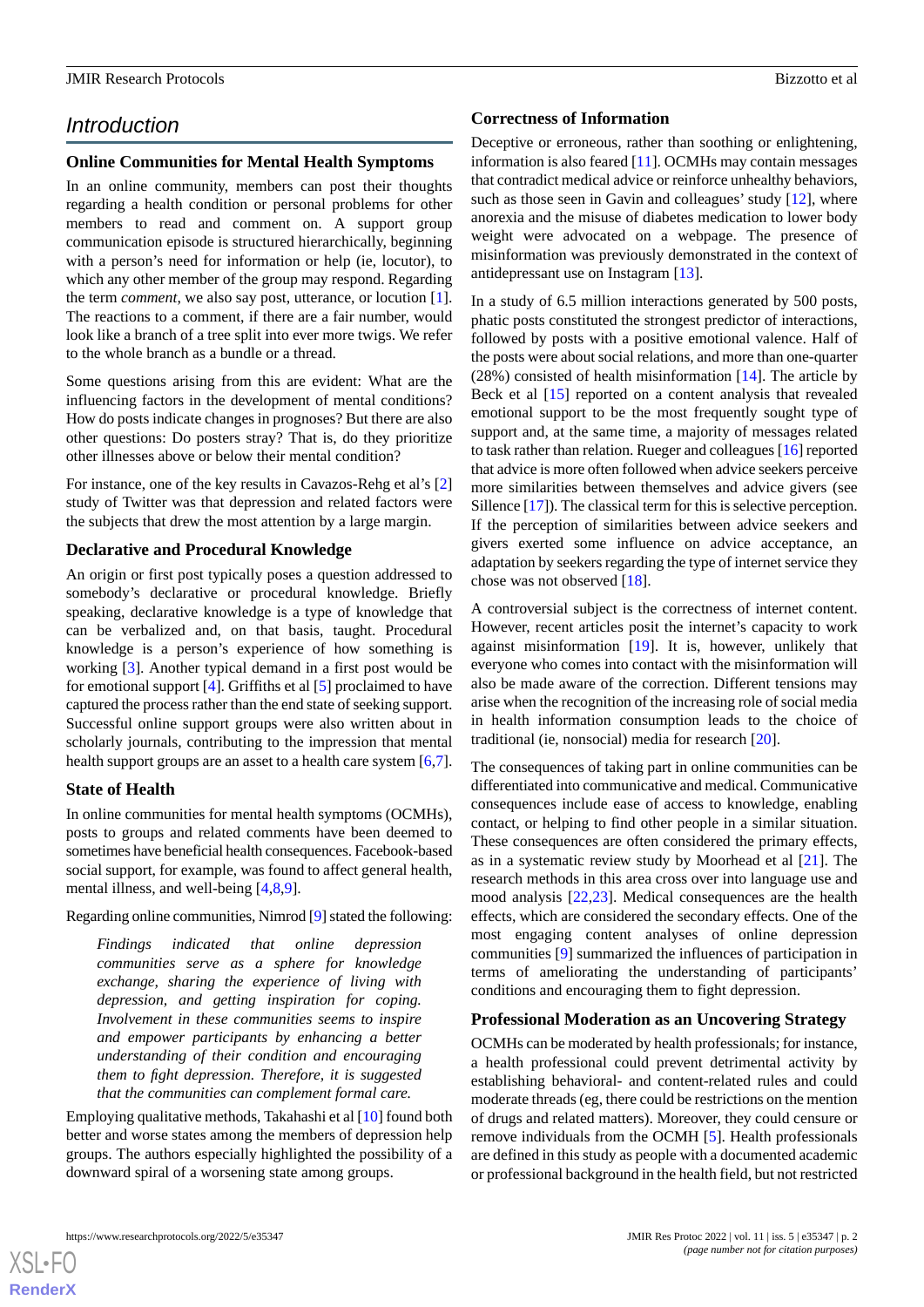## Introduction

### Online Communities for Mental Health Symptoms

In an online community, members can post their thoughts regarding a health condition or personal problems for other members to read and comment on. A support group communication episode is structured hierarchically, beginning with a person's need for information or help (ie, locutor), to which any other member of the group may respond. Regarding the term *comment*, we also say post, utterance, or locution [1]. The reactions to a comment, if there are a fair number, would look like a branch of a tree split into ever more twigs. We refer to the whole branch as a bundle or a thread.

Some questions arising from this are evident: What are the influencing factors in the development of mental conditions? How do posts indicate changes in prognoses? But there are also other questions: Do posters stray? That is, do they prioritize other illnesses above or below their mental condition?

For instance, one of the key results in Cavazos-Rehg et al's [2] study of Twitter was that depression and related factors were the subjects that drew the most attention by a large margin.

### Declarative and Procedural Knowledge

An origin or first post typically poses a question addressed to somebody's declarative or procedural knowledge. Briefly speaking, declarative knowledge is a type of knowledge that can be verbalized and, on that basis, taught. Procedural knowledge is a person's experience of how something is working [3]. Another typical demand in a first post would be for emotional support [4]. Griffiths et al [5] proclaimed to have captured the process rather than the end state of seeking support. Successful online support groups were also written about in scholarly journals, contributing to the impression that mental health support groups are an asset to a health care system [6,7].

### State of Health

In online communities for mental health symptoms (OCMHs), posts to groups and related comments have been deemed to sometimes have beneficial health consequences. Facebook-based social support, for example, was found to affect general health, mental illness, and well-being [4,8,9].

Regarding online communities, Nimrod [9] stated the following:

> *Findings indicated that online depression communities serve as a sphere for knowledge exchange, sharing the experience of living with depression, and getting inspiration for coping. Involvement in these communities seems to inspire and empower participants by enhancing a better understanding of their condition and encouraging them to fight depression. Therefore, it is suggested that the communities can complement formal care.*

Employing qualitative methods, Takahashi et al [10] found both better and worse states among the members of depression help groups. The authors especially highlighted the possibility of a downward spiral of a worsening state among groups.

### Correctness of Information

Deceptive or erroneous, rather than soothing or enlightening, information is also feared [11]. OCMHs may contain messages that contradict medical advice or reinforce unhealthy behaviors, such as those seen in Gavin and colleagues' study [12], where anorexia and the misuse of diabetes medication to lower body weight were advocated on a webpage. The presence of misinformation was previously demonstrated in the context of antidepressant use on Instagram [13].

In a study of 6.5 million interactions generated by 500 posts, phatic posts constituted the strongest predictor of interactions, followed by posts with a positive emotional valence. Half of the posts were about social relations, and more than one-quarter (28%) consisted of health misinformation [14]. The article by Beck et al [15] reported on a content analysis that revealed emotional support to be the most frequently sought type of support and, at the same time, a majority of messages related to task rather than relation. Rueger and colleagues [16] reported that advice is more often followed when advice seekers perceive more similarities between themselves and advice givers (see Sillence [17]). The classical term for this is selective perception. If the perception of similarities between advice seekers and givers exerted some influence on advice acceptance, an adaptation by seekers regarding the type of internet service they chose was not observed [18].

A controversial subject is the correctness of internet content. However, recent articles posit the internet's capacity to work against misinformation [19]. It is, however, unlikely that everyone who comes into contact with the misinformation will also be made aware of the correction. Different tensions may arise when the recognition of the increasing role of social media in health information consumption leads to the choice of traditional (ie, nonsocial) media for research [20].

The consequences of taking part in online communities can be differentiated into communicative and medical. Communicative consequences include ease of access to knowledge, enabling contact, or helping to find other people in a similar situation. These consequences are often considered the primary effects, as in a systematic review study by Moorhead et al [21]. The research methods in this area cross over into language use and mood analysis [22,23]. Medical consequences are the health effects, which are considered the secondary effects. One of the most engaging content analyses of online depression communities [9] summarized the influences of participation in terms of ameliorating the understanding of participants' conditions and encouraging them to fight depression.

### Professional Moderation as an Uncovering Strategy

OCMHs can be moderated by health professionals; for instance, a health professional could prevent detrimental activity by establishing behavioral- and content-related rules and could moderate threads (eg, there could be restrictions on the mention of drugs and related matters). Moreover, they could censure or remove individuals from the OCMH [5]. Health professionals are defined in this study as people with a documented academic or professional background in the health field, but not restricted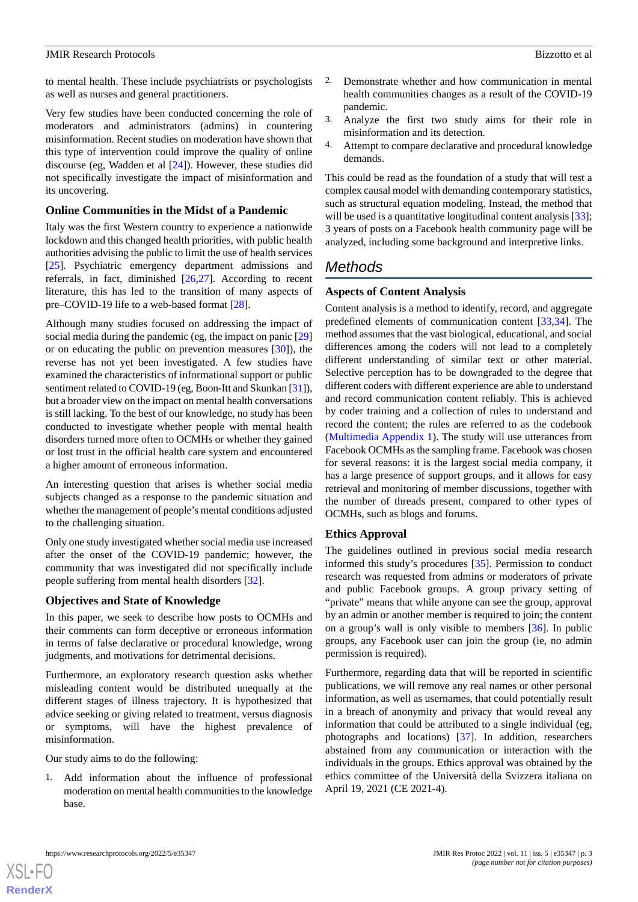to mental health. These include psychiatrists or psychologists as well as nurses and general practitioners.

Very few studies have been conducted concerning the role of moderators and administrators (admins) in countering misinformation. Recent studies on moderation have shown that this type of intervention could improve the quality of online discourse (eg, Wadden et al [24]). However, these studies did not specifically investigate the impact of misinformation and its uncovering.

### Online Communities in the Midst of a Pandemic

Italy was the first Western country to experience a nationwide lockdown and this changed health priorities, with public health authorities advising the public to limit the use of health services [25]. Psychiatric emergency department admissions and referrals, in fact, diminished [26,27]. According to recent literature, this has led to the transition of many aspects of pre–COVID-19 life to a web-based format [28].

Although many studies focused on addressing the impact of social media during the pandemic (eg, the impact on panic [29] or on educating the public on prevention measures [30]), the reverse has not yet been investigated. A few studies have examined the characteristics of informational support or public sentiment related to COVID-19 (eg, Boon-Itt and Skunkan [31]), but a broader view on the impact on mental health conversations is still lacking. To the best of our knowledge, no study has been conducted to investigate whether people with mental health disorders turned more often to OCMHs or whether they gained or lost trust in the official health care system and encountered a higher amount of erroneous information.

An interesting question that arises is whether social media subjects changed as a response to the pandemic situation and whether the management of people's mental conditions adjusted to the challenging situation.

Only one study investigated whether social media use increased after the onset of the COVID-19 pandemic; however, the community that was investigated did not specifically include people suffering from mental health disorders [32].

### Objectives and State of Knowledge

In this paper, we seek to describe how posts to OCMHs and their comments can form deceptive or erroneous information in terms of false declarative or procedural knowledge, wrong judgments, and motivations for detrimental decisions.

Furthermore, an exploratory research question asks whether misleading content would be distributed unequally at the different stages of illness trajectory. It is hypothesized that advice seeking or giving related to treatment, versus diagnosis or symptoms, will have the highest prevalence of misinformation.

Our study aims to do the following:

1. Add information about the influence of professional moderation on mental health communities to the knowledge base.
2. Demonstrate whether and how communication in mental health communities changes as a result of the COVID-19 pandemic.
3. Analyze the first two study aims for their role in misinformation and its detection.
4. Attempt to compare declarative and procedural knowledge demands.

This could be read as the foundation of a study that will test a complex causal model with demanding contemporary statistics, such as structural equation modeling. Instead, the method that will be used is a quantitative longitudinal content analysis [33]; 3 years of posts on a Facebook health community page will be analyzed, including some background and interpretive links.

## Methods

### Aspects of Content Analysis

Content analysis is a method to identify, record, and aggregate predefined elements of communication content [33,34]. The method assumes that the vast biological, educational, and social differences among the coders will not lead to a completely different understanding of similar text or other material. Selective perception has to be downgraded to the degree that different coders with different experience are able to understand and record communication content reliably. This is achieved by coder training and a collection of rules to understand and record the content; the rules are referred to as the codebook (Multimedia Appendix 1). The study will use utterances from Facebook OCMHs as the sampling frame. Facebook was chosen for several reasons: it is the largest social media company, it has a large presence of support groups, and it allows for easy retrieval and monitoring of member discussions, together with the number of threads present, compared to other types of OCMHs, such as blogs and forums.

### Ethics Approval

The guidelines outlined in previous social media research informed this study's procedures [35]. Permission to conduct research was requested from admins or moderators of private and public Facebook groups. A group privacy setting of "private" means that while anyone can see the group, approval by an admin or another member is required to join; the content on a group's wall is only visible to members [36]. In public groups, any Facebook user can join the group (ie, no admin permission is required).

Furthermore, regarding data that will be reported in scientific publications, we will remove any real names or other personal information, as well as usernames, that could potentially result in a breach of anonymity and privacy that would reveal any information that could be attributed to a single individual (eg, photographs and locations) [37]. In addition, researchers abstained from any communication or interaction with the individuals in the groups. Ethics approval was obtained by the ethics committee of the Università della Svizzera italiana on April 19, 2021 (CE 2021-4).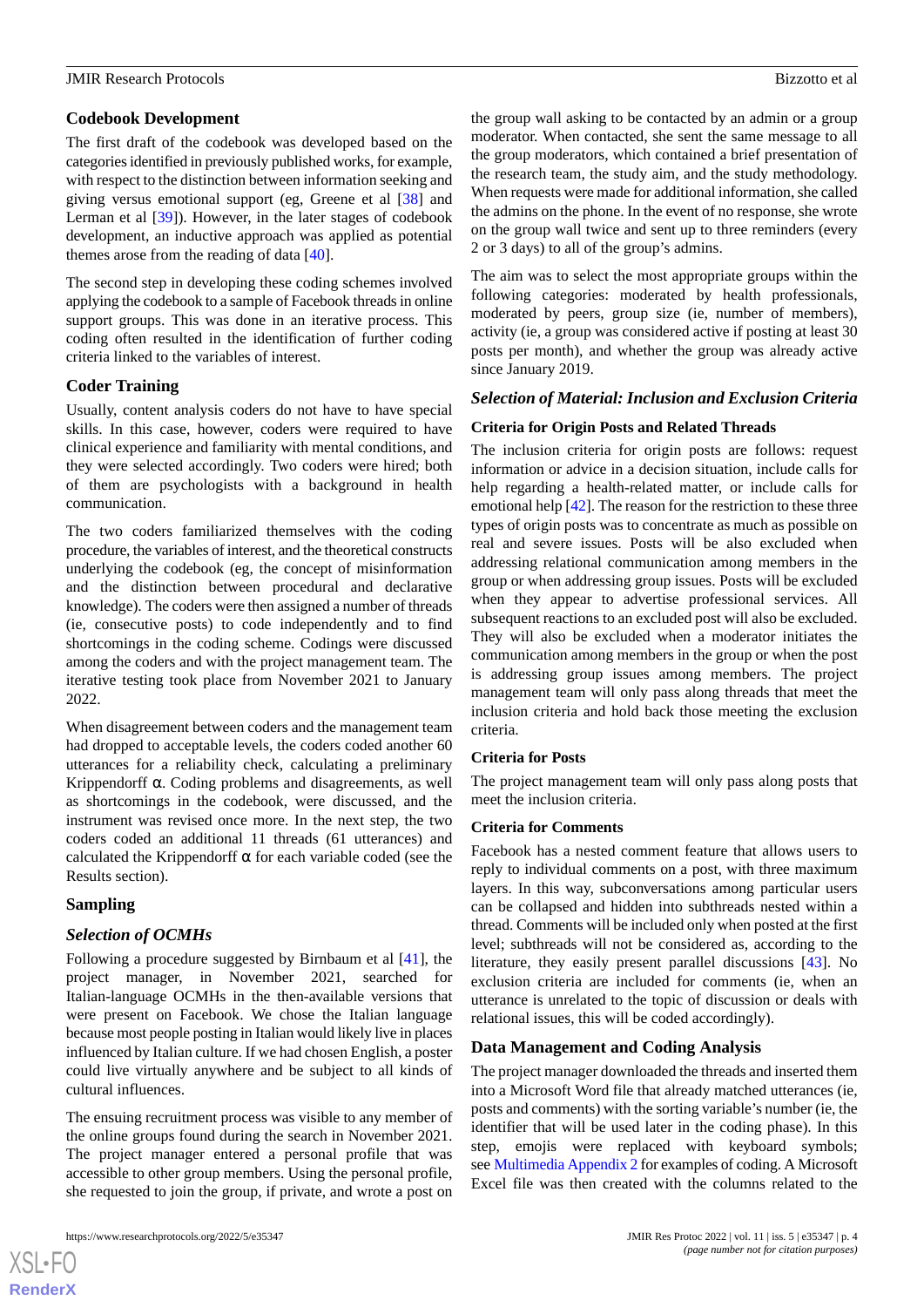## Codebook Development

The first draft of the codebook was developed based on the categories identified in previously published works, for example, with respect to the distinction between information seeking and giving versus emotional support (eg, Greene et al [38] and Lerman et al [39]). However, in the later stages of codebook development, an inductive approach was applied as potential themes arose from the reading of data [40].

The second step in developing these coding schemes involved applying the codebook to a sample of Facebook threads in online support groups. This was done in an iterative process. This coding often resulted in the identification of further coding criteria linked to the variables of interest.

## Coder Training

Usually, content analysis coders do not have to have special skills. In this case, however, coders were required to have clinical experience and familiarity with mental conditions, and they were selected accordingly. Two coders were hired; both of them are psychologists with a background in health communication.

The two coders familiarized themselves with the coding procedure, the variables of interest, and the theoretical constructs underlying the codebook (eg, the concept of misinformation and the distinction between procedural and declarative knowledge). The coders were then assigned a number of threads (ie, consecutive posts) to code independently and to find shortcomings in the coding scheme. Codings were discussed among the coders and with the project management team. The iterative testing took place from November 2021 to January 2022.

When disagreement between coders and the management team had dropped to acceptable levels, the coders coded another 60 utterances for a reliability check, calculating a preliminary Krippendorff α. Coding problems and disagreements, as well as shortcomings in the codebook, were discussed, and the instrument was revised once more. In the next step, the two coders coded an additional 11 threads (61 utterances) and calculated the Krippendorff α for each variable coded (see the Results section).

## Sampling

### *Selection of OCMHs*

Following a procedure suggested by Birnbaum et al [41], the project manager, in November 2021, searched for Italian-language OCMHs in the then-available versions that were present on Facebook. We chose the Italian language because most people posting in Italian would likely live in places influenced by Italian culture. If we had chosen English, a poster could live virtually anywhere and be subject to all kinds of cultural influences.

The ensuing recruitment process was visible to any member of the online groups found during the search in November 2021. The project manager entered a personal profile that was accessible to other group members. Using the personal profile, she requested to join the group, if private, and wrote a post on the group wall asking to be contacted by an admin or a group moderator. When contacted, she sent the same message to all the group moderators, which contained a brief presentation of the research team, the study aim, and the study methodology. When requests were made for additional information, she called the admins on the phone. In the event of no response, she wrote on the group wall twice and sent up to three reminders (every 2 or 3 days) to all of the group's admins.

The aim was to select the most appropriate groups within the following categories: moderated by health professionals, moderated by peers, group size (ie, number of members), activity (ie, a group was considered active if posting at least 30 posts per month), and whether the group was already active since January 2019.

### *Selection of Material: Inclusion and Exclusion Criteria*

#### Criteria for Origin Posts and Related Threads

The inclusion criteria for origin posts are follows: request information or advice in a decision situation, include calls for help regarding a health-related matter, or include calls for emotional help [42]. The reason for the restriction to these three types of origin posts was to concentrate as much as possible on real and severe issues. Posts will be also excluded when addressing relational communication among members in the group or when addressing group issues. Posts will be excluded when they appear to advertise professional services. All subsequent reactions to an excluded post will also be excluded. They will also be excluded when a moderator initiates the communication among members in the group or when the post is addressing group issues among members. The project management team will only pass along threads that meet the inclusion criteria and hold back those meeting the exclusion criteria.

#### Criteria for Posts

The project management team will only pass along posts that meet the inclusion criteria.

#### Criteria for Comments

Facebook has a nested comment feature that allows users to reply to individual comments on a post, with three maximum layers. In this way, subconversations among particular users can be collapsed and hidden into subthreads nested within a thread. Comments will be included only when posted at the first level; subthreads will not be considered as, according to the literature, they easily present parallel discussions [43]. No exclusion criteria are included for comments (ie, when an utterance is unrelated to the topic of discussion or deals with relational issues, this will be coded accordingly).

## Data Management and Coding Analysis

The project manager downloaded the threads and inserted them into a Microsoft Word file that already matched utterances (ie, posts and comments) with the sorting variable's number (ie, the identifier that will be used later in the coding phase). In this step, emojis were replaced with keyboard symbols; see Multimedia Appendix 2 for examples of coding. A Microsoft Excel file was then created with the columns related to the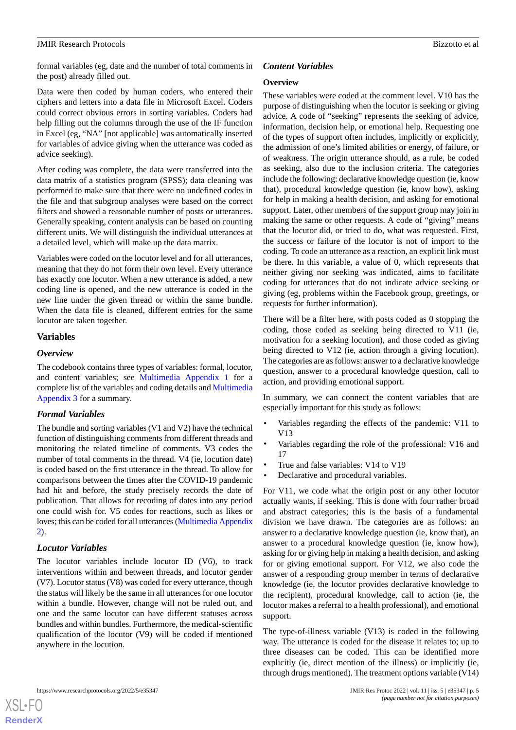formal variables (eg, date and the number of total comments in the post) already filled out.

Data were then coded by human coders, who entered their ciphers and letters into a data file in Microsoft Excel. Coders could correct obvious errors in sorting variables. Coders had help filling out the columns through the use of the IF function in Excel (eg, "NA" [not applicable] was automatically inserted for variables of advice giving when the utterance was coded as advice seeking).

After coding was complete, the data were transferred into the data matrix of a statistics program (SPSS); data cleaning was performed to make sure that there were no undefined codes in the file and that subgroup analyses were based on the correct filters and showed a reasonable number of posts or utterances. Generally speaking, content analysis can be based on counting different units. We will distinguish the individual utterances at a detailed level, which will make up the data matrix.

Variables were coded on the locutor level and for all utterances, meaning that they do not form their own level. Every utterance has exactly one locutor. When a new utterance is added, a new coding line is opened, and the new utterance is coded in the new line under the given thread or within the same bundle. When the data file is cleaned, different entries for the same locutor are taken together.

## Variables

### Overview

The codebook contains three types of variables: formal, locutor, and content variables; see Multimedia Appendix 1 for a complete list of the variables and coding details and Multimedia Appendix 3 for a summary.

### Formal Variables

The bundle and sorting variables (V1 and V2) have the technical function of distinguishing comments from different threads and monitoring the related timeline of comments. V3 codes the number of total comments in the thread. V4 (ie, locution date) is coded based on the first utterance in the thread. To allow for comparisons between the times after the COVID-19 pandemic had hit and before, the study precisely records the date of publication. That allows for recoding of dates into any period one could wish for. V5 codes for reactions, such as likes or loves; this can be coded for all utterances (Multimedia Appendix 2).

### Locutor Variables

The locutor variables include locutor ID (V6), to track interventions within and between threads, and locutor gender (V7). Locutor status (V8) was coded for every utterance, though the status will likely be the same in all utterances for one locutor within a bundle. However, change will not be ruled out, and one and the same locutor can have different statuses across bundles and within bundles. Furthermore, the medical-scientific qualification of the locutor (V9) will be coded if mentioned anywhere in the locution.

### Content Variables

#### Overview

These variables were coded at the comment level. V10 has the purpose of distinguishing when the locutor is seeking or giving advice. A code of "seeking" represents the seeking of advice, information, decision help, or emotional help. Requesting one of the types of support often includes, implicitly or explicitly, the admission of one's limited abilities or energy, of failure, or of weakness. The origin utterance should, as a rule, be coded as seeking, also due to the inclusion criteria. The categories include the following: declarative knowledge question (ie, know that), procedural knowledge question (ie, know how), asking for help in making a health decision, and asking for emotional support. Later, other members of the support group may join in making the same or other requests. A code of "giving" means that the locutor did, or tried to do, what was requested. First, the success or failure of the locutor is not of import to the coding. To code an utterance as a reaction, an explicit link must be there. In this variable, a value of 0, which represents that neither giving nor seeking was indicated, aims to facilitate coding for utterances that do not indicate advice seeking or giving (eg, problems within the Facebook group, greetings, or requests for further information).

There will be a filter here, with posts coded as 0 stopping the coding, those coded as seeking being directed to V11 (ie, motivation for a seeking locution), and those coded as giving being directed to V12 (ie, action through a giving locution). The categories are as follows: answer to a declarative knowledge question, answer to a procedural knowledge question, call to action, and providing emotional support.

In summary, we can connect the content variables that are especially important for this study as follows:

- Variables regarding the effects of the pandemic: V11 to V13
- Variables regarding the role of the professional: V16 and 17
- True and false variables: V14 to V19
- Declarative and procedural variables.

For V11, we code what the origin post or any other locutor actually wants, if seeking. This is done with four rather broad and abstract categories; this is the basis of a fundamental division we have drawn. The categories are as follows: an answer to a declarative knowledge question (ie, know that), an answer to a procedural knowledge question (ie, know how), asking for or giving help in making a health decision, and asking for or giving emotional support. For V12, we also code the answer of a responding group member in terms of declarative knowledge (ie, the locutor provides declarative knowledge to the recipient), procedural knowledge, call to action (ie, the locutor makes a referral to a health professional), and emotional support.

The type-of-illness variable (V13) is coded in the following way. The utterance is coded for the disease it relates to; up to three diseases can be coded. This can be identified more explicitly (ie, direct mention of the illness) or implicitly (ie, through drugs mentioned). The treatment options variable (V14)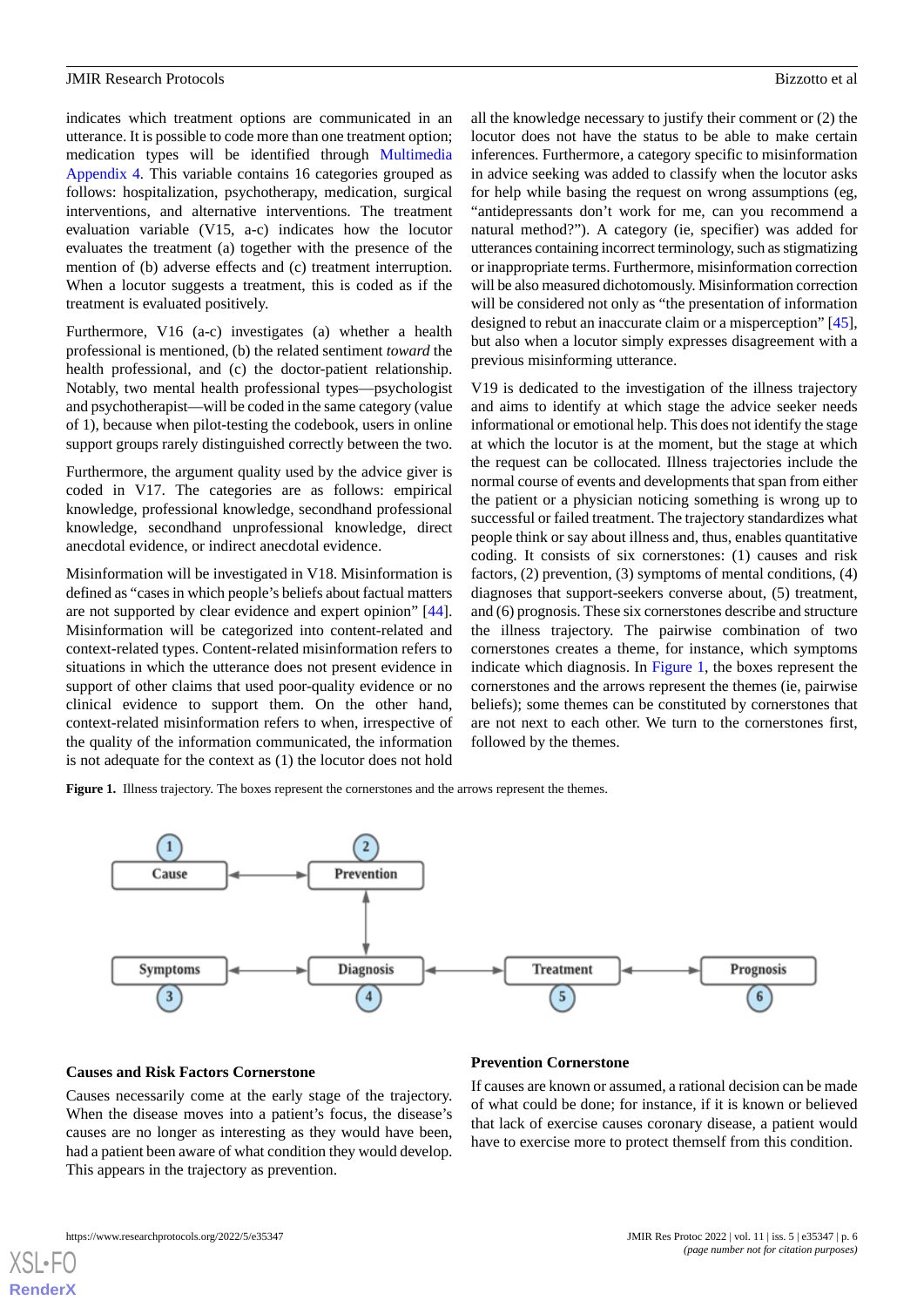indicates which treatment options are communicated in an utterance. It is possible to code more than one treatment option; medication types will be identified through Multimedia Appendix 4. This variable contains 16 categories grouped as follows: hospitalization, psychotherapy, medication, surgical interventions, and alternative interventions. The treatment evaluation variable (V15, a-c) indicates how the locutor evaluates the treatment (a) together with the presence of the mention of (b) adverse effects and (c) treatment interruption. When a locutor suggests a treatment, this is coded as if the treatment is evaluated positively.

Furthermore, V16 (a-c) investigates (a) whether a health professional is mentioned, (b) the related sentiment *toward* the health professional, and (c) the doctor-patient relationship. Notably, two mental health professional types—psychologist and psychotherapist—will be coded in the same category (value of 1), because when pilot-testing the codebook, users in online support groups rarely distinguished correctly between the two.

Furthermore, the argument quality used by the advice giver is coded in V17. The categories are as follows: empirical knowledge, professional knowledge, secondhand professional knowledge, secondhand unprofessional knowledge, direct anecdotal evidence, or indirect anecdotal evidence.

Misinformation will be investigated in V18. Misinformation is defined as "cases in which people's beliefs about factual matters are not supported by clear evidence and expert opinion" [44]. Misinformation will be categorized into content-related and context-related types. Content-related misinformation refers to situations in which the utterance does not present evidence in support of other claims that used poor-quality evidence or no clinical evidence to support them. On the other hand, context-related misinformation refers to when, irrespective of the quality of the information communicated, the information is not adequate for the context as (1) the locutor does not hold all the knowledge necessary to justify their comment or (2) the locutor does not have the status to be able to make certain inferences. Furthermore, a category specific to misinformation in advice seeking was added to classify when the locutor asks for help while basing the request on wrong assumptions (eg, "antidepressants don't work for me, can you recommend a natural method?"). A category (ie, specifier) was added for utterances containing incorrect terminology, such as stigmatizing or inappropriate terms. Furthermore, misinformation correction will be also measured dichotomously. Misinformation correction will be considered not only as "the presentation of information designed to rebut an inaccurate claim or a misperception" [45], but also when a locutor simply expresses disagreement with a previous misinforming utterance.

V19 is dedicated to the investigation of the illness trajectory and aims to identify at which stage the advice seeker needs informational or emotional help. This does not identify the stage at which the locutor is at the moment, but the stage at which the request can be collocated. Illness trajectories include the normal course of events and developments that span from either the patient or a physician noticing something is wrong up to successful or failed treatment. The trajectory standardizes what people think or say about illness and, thus, enables quantitative coding. It consists of six cornerstones: (1) causes and risk factors, (2) prevention, (3) symptoms of mental conditions, (4) diagnoses that support-seekers converse about, (5) treatment, and (6) prognosis. These six cornerstones describe and structure the illness trajectory. The pairwise combination of two cornerstones creates a theme, for instance, which symptoms indicate which diagnosis. In Figure 1, the boxes represent the cornerstones and the arrows represent the themes (ie, pairwise beliefs); some themes can be constituted by cornerstones that are not next to each other. We turn to the cornerstones first, followed by the themes.

**Figure 1.** Illness trajectory. The boxes represent the cornerstones and the arrows represent the themes.

### Causes and Risk Factors Cornerstone

Causes necessarily come at the early stage of the trajectory. When the disease moves into a patient's focus, the disease's causes are no longer as interesting as they would have been, had a patient been aware of what condition they would develop. This appears in the trajectory as prevention.

### Prevention Cornerstone

If causes are known or assumed, a rational decision can be made of what could be done; for instance, if it is known or believed that lack of exercise causes coronary disease, a patient would have to exercise more to protect themself from this condition.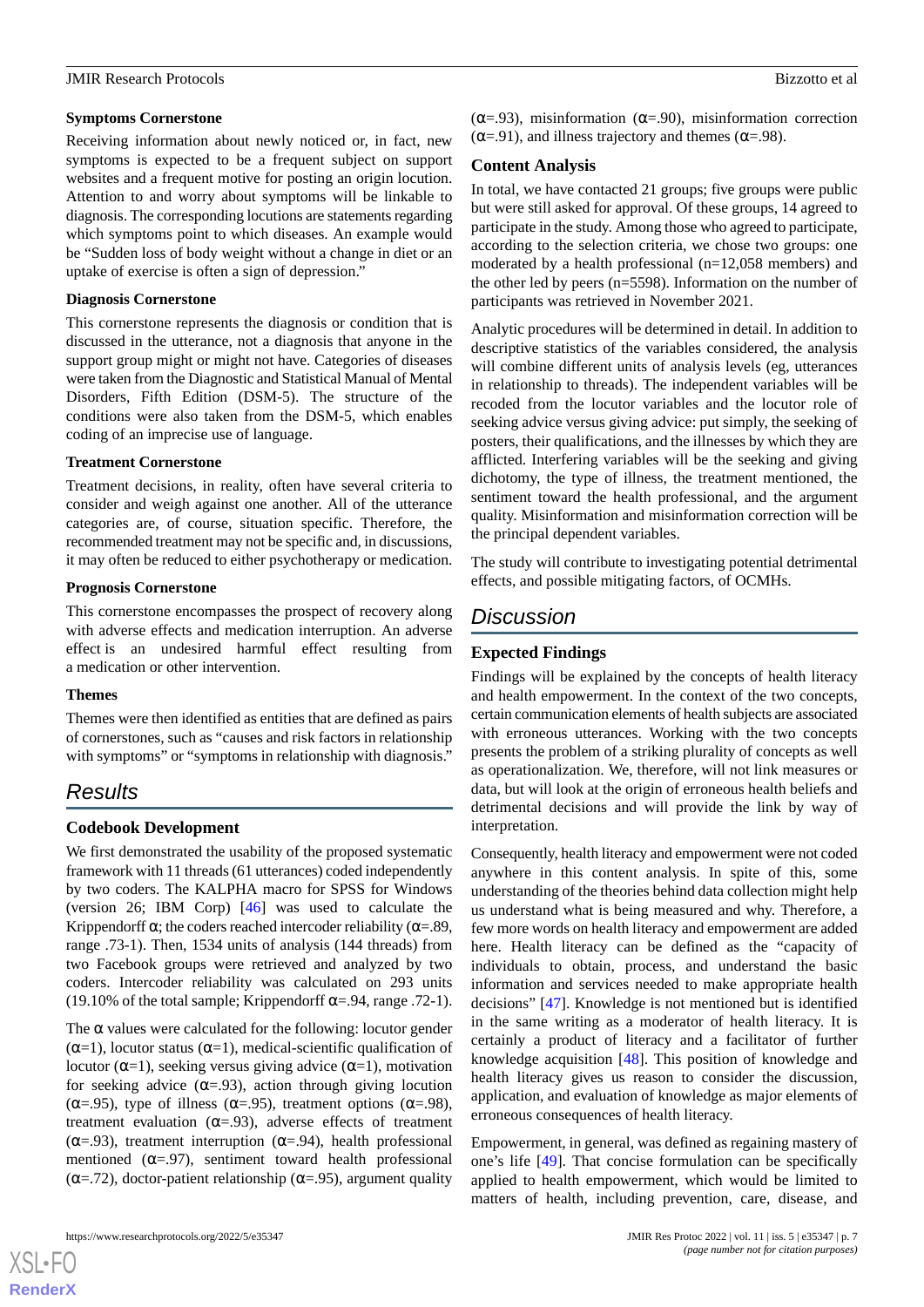### Symptoms Cornerstone

Receiving information about newly noticed or, in fact, new symptoms is expected to be a frequent subject on support websites and a frequent motive for posting an origin locution. Attention to and worry about symptoms will be linkable to diagnosis. The corresponding locutions are statements regarding which symptoms point to which diseases. An example would be "Sudden loss of body weight without a change in diet or an uptake of exercise is often a sign of depression."

### Diagnosis Cornerstone

This cornerstone represents the diagnosis or condition that is discussed in the utterance, not a diagnosis that anyone in the support group might or might not have. Categories of diseases were taken from the Diagnostic and Statistical Manual of Mental Disorders, Fifth Edition (DSM-5). The structure of the conditions were also taken from the DSM-5, which enables coding of an imprecise use of language.

### Treatment Cornerstone

Treatment decisions, in reality, often have several criteria to consider and weigh against one another. All of the utterance categories are, of course, situation specific. Therefore, the recommended treatment may not be specific and, in discussions, it may often be reduced to either psychotherapy or medication.

### Prognosis Cornerstone

This cornerstone encompasses the prospect of recovery along with adverse effects and medication interruption. An adverse effect is an undesired harmful effect resulting from a medication or other intervention.

### Themes

Themes were then identified as entities that are defined as pairs of cornerstones, such as "causes and risk factors in relationship with symptoms" or "symptoms in relationship with diagnosis."

## Results

### Codebook Development

We first demonstrated the usability of the proposed systematic framework with 11 threads (61 utterances) coded independently by two coders. The KALPHA macro for SPSS for Windows (version 26; IBM Corp) [46] was used to calculate the Krippendorff α; the coders reached intercoder reliability (α=.89, range .73-1). Then, 1534 units of analysis (144 threads) from two Facebook groups were retrieved and analyzed by two coders. Intercoder reliability was calculated on 293 units (19.10% of the total sample; Krippendorff α=.94, range .72-1).

The α values were calculated for the following: locutor gender (α=1), locutor status (α=1), medical-scientific qualification of locutor (α=1), seeking versus giving advice (α=1), motivation for seeking advice (α=.93), action through giving locution (α=.95), type of illness (α=.95), treatment options (α=.98), treatment evaluation (α=.93), adverse effects of treatment (α=.93), treatment interruption (α=.94), health professional mentioned (α=.97), sentiment toward health professional (α=.72), doctor-patient relationship (α=.95), argument quality (α=.93), misinformation (α=.90), misinformation correction (α=.91), and illness trajectory and themes (α=.98).

### Content Analysis

In total, we have contacted 21 groups; five groups were public but were still asked for approval. Of these groups, 14 agreed to participate in the study. Among those who agreed to participate, according to the selection criteria, we chose two groups: one moderated by a health professional (n=12,058 members) and the other led by peers (n=5598). Information on the number of participants was retrieved in November 2021.

Analytic procedures will be determined in detail. In addition to descriptive statistics of the variables considered, the analysis will combine different units of analysis levels (eg, utterances in relationship to threads). The independent variables will be recoded from the locutor variables and the locutor role of seeking advice versus giving advice: put simply, the seeking of posters, their qualifications, and the illnesses by which they are afflicted. Interfering variables will be the seeking and giving dichotomy, the type of illness, the treatment mentioned, the sentiment toward the health professional, and the argument quality. Misinformation and misinformation correction will be the principal dependent variables.

The study will contribute to investigating potential detrimental effects, and possible mitigating factors, of OCMHs.

## Discussion

### Expected Findings

Findings will be explained by the concepts of health literacy and health empowerment. In the context of the two concepts, certain communication elements of health subjects are associated with erroneous utterances. Working with the two concepts presents the problem of a striking plurality of concepts as well as operationalization. We, therefore, will not link measures or data, but will look at the origin of erroneous health beliefs and detrimental decisions and will provide the link by way of interpretation.

Consequently, health literacy and empowerment were not coded anywhere in this content analysis. In spite of this, some understanding of the theories behind data collection might help us understand what is being measured and why. Therefore, a few more words on health literacy and empowerment are added here. Health literacy can be defined as the "capacity of individuals to obtain, process, and understand the basic information and services needed to make appropriate health decisions" [47]. Knowledge is not mentioned but is identified in the same writing as a moderator of health literacy. It is certainly a product of literacy and a facilitator of further knowledge acquisition [48]. This position of knowledge and health literacy gives us reason to consider the discussion, application, and evaluation of knowledge as major elements of erroneous consequences of health literacy.

Empowerment, in general, was defined as regaining mastery of one's life [49]. That concise formulation can be specifically applied to health empowerment, which would be limited to matters of health, including prevention, care, disease, and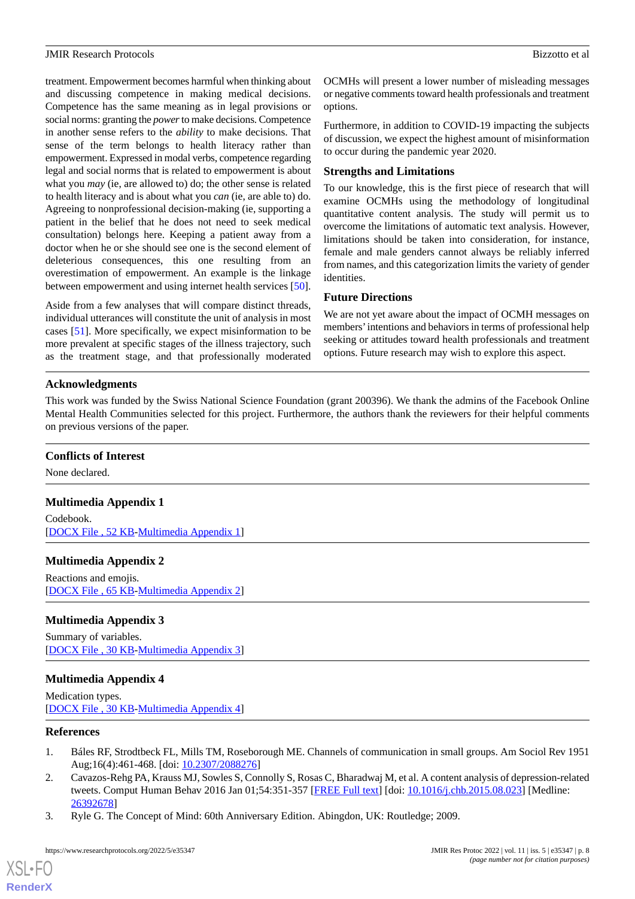treatment. Empowerment becomes harmful when thinking about and discussing competence in making medical decisions. Competence has the same meaning as in legal provisions or social norms: granting the *power* to make decisions. Competence in another sense refers to the *ability* to make decisions. That sense of the term belongs to health literacy rather than empowerment. Expressed in modal verbs, competence regarding legal and social norms that is related to empowerment is about what you *may* (ie, are allowed to) do; the other sense is related to health literacy and is about what you *can* (ie, are able to) do. Agreeing to nonprofessional decision-making (ie, supporting a patient in the belief that he does not need to seek medical consultation) belongs here. Keeping a patient away from a doctor when he or she should see one is the second element of deleterious consequences, this one resulting from an overestimation of empowerment. An example is the linkage between empowerment and using internet health services [50].

Aside from a few analyses that will compare distinct threads, individual utterances will constitute the unit of analysis in most cases [51]. More specifically, we expect misinformation to be more prevalent at specific stages of the illness trajectory, such as the treatment stage, and that professionally moderated OCMHs will present a lower number of misleading messages or negative comments toward health professionals and treatment options.

Furthermore, in addition to COVID-19 impacting the subjects of discussion, we expect the highest amount of misinformation to occur during the pandemic year 2020.

### Strengths and Limitations

To our knowledge, this is the first piece of research that will examine OCMHs using the methodology of longitudinal quantitative content analysis. The study will permit us to overcome the limitations of automatic text analysis. However, limitations should be taken into consideration, for instance, female and male genders cannot always be reliably inferred from names, and this categorization limits the variety of gender identities.

### Future Directions

We are not yet aware about the impact of OCMH messages on members' intentions and behaviors in terms of professional help seeking or attitudes toward health professionals and treatment options. Future research may wish to explore this aspect.

## Acknowledgments

This work was funded by the Swiss National Science Foundation (grant 200396). We thank the admins of the Facebook Online Mental Health Communities selected for this project. Furthermore, the authors thank the reviewers for their helpful comments on previous versions of the paper.

## Conflicts of Interest

None declared.

## Multimedia Appendix 1

Codebook.
[DOCX File , 52 KB-Multimedia Appendix 1]

## Multimedia Appendix 2

Reactions and emojis.
[DOCX File , 65 KB-Multimedia Appendix 2]

## Multimedia Appendix 3

Summary of variables.
[DOCX File , 30 KB-Multimedia Appendix 3]

## Multimedia Appendix 4

Medication types.
[DOCX File , 30 KB-Multimedia Appendix 4]

## References

1. Báles RF, Strodtbeck FL, Mills TM, Roseborough ME. Channels of communication in small groups. Am Sociol Rev 1951 Aug;16(4):461-468. [doi: 10.2307/2088276]
2. Cavazos-Rehg PA, Krauss MJ, Sowles S, Connolly S, Rosas C, Bharadwaj M, et al. A content analysis of depression-related tweets. Comput Human Behav 2016 Jan 01;54:351-357 [FREE Full text] [doi: 10.1016/j.chb.2015.08.023] [Medline: 26392678]
3. Ryle G. The Concept of Mind: 60th Anniversary Edition. Abingdon, UK: Routledge; 2009.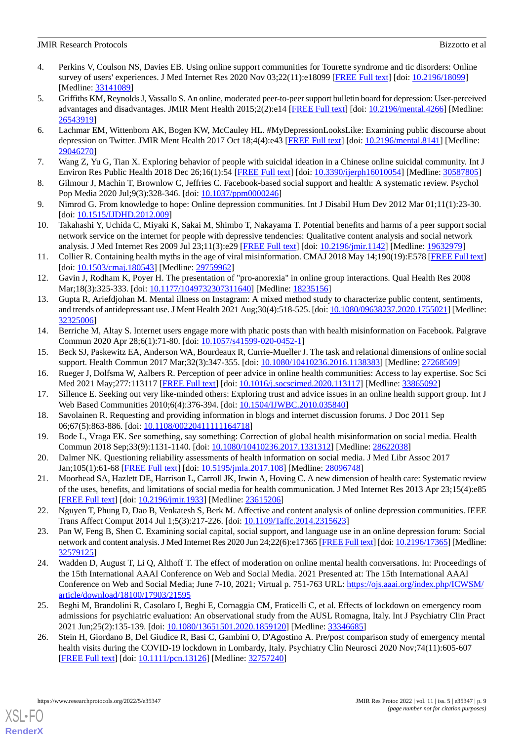4. Perkins V, Coulson NS, Davies EB. Using online support communities for Tourette syndrome and tic disorders: Online survey of users' experiences. J Med Internet Res 2020 Nov 03;22(11):e18099 [FREE Full text] [doi: 10.2196/18099] [Medline: 33141089]
5. Griffiths KM, Reynolds J, Vassallo S. An online, moderated peer-to-peer support bulletin board for depression: User-perceived advantages and disadvantages. JMIR Ment Health 2015;2(2):e14 [FREE Full text] [doi: 10.2196/mental.4266] [Medline: 26543919]
6. Lachmar EM, Wittenborn AK, Bogen KW, McCauley HL. #MyDepressionLooksLike: Examining public discourse about depression on Twitter. JMIR Ment Health 2017 Oct 18;4(4):e43 [FREE Full text] [doi: 10.2196/mental.8141] [Medline: 29046270]
7. Wang Z, Yu G, Tian X. Exploring behavior of people with suicidal ideation in a Chinese online suicidal community. Int J Environ Res Public Health 2018 Dec 26;16(1):54 [FREE Full text] [doi: 10.3390/ijerph16010054] [Medline: 30587805]
8. Gilmour J, Machin T, Brownlow C, Jeffries C. Facebook-based social support and health: A systematic review. Psychol Pop Media 2020 Jul;9(3):328-346. [doi: 10.1037/ppm0000246]
9. Nimrod G. From knowledge to hope: Online depression communities. Int J Disabil Hum Dev 2012 Mar 01;11(1):23-30. [doi: 10.1515/IJDHD.2012.009]
10. Takahashi Y, Uchida C, Miyaki K, Sakai M, Shimbo T, Nakayama T. Potential benefits and harms of a peer support social network service on the internet for people with depressive tendencies: Qualitative content analysis and social network analysis. J Med Internet Res 2009 Jul 23;11(3):e29 [FREE Full text] [doi: 10.2196/jmir.1142] [Medline: 19632979]
11. Collier R. Containing health myths in the age of viral misinformation. CMAJ 2018 May 14;190(19):E578 [FREE Full text] [doi: 10.1503/cmaj.180543] [Medline: 29759962]
12. Gavin J, Rodham K, Poyer H. The presentation of "pro-anorexia" in online group interactions. Qual Health Res 2008 Mar;18(3):325-333. [doi: 10.1177/1049732307311640] [Medline: 18235156]
13. Gupta R, Ariefdjohan M. Mental illness on Instagram: A mixed method study to characterize public content, sentiments, and trends of antidepressant use. J Ment Health 2021 Aug;30(4):518-525. [doi: 10.1080/09638237.2020.1755021] [Medline: 32325006]
14. Berriche M, Altay S. Internet users engage more with phatic posts than with health misinformation on Facebook. Palgrave Commun 2020 Apr 28;6(1):71-80. [doi: 10.1057/s41599-020-0452-1]
15. Beck SJ, Paskewitz EA, Anderson WA, Bourdeaux R, Currie-Mueller J. The task and relational dimensions of online social support. Health Commun 2017 Mar;32(3):347-355. [doi: 10.1080/10410236.2016.1138383] [Medline: 27268509]
16. Rueger J, Dolfsma W, Aalbers R. Perception of peer advice in online health communities: Access to lay expertise. Soc Sci Med 2021 May;277:113117 [FREE Full text] [doi: 10.1016/j.socscimed.2020.113117] [Medline: 33865092]
17. Sillence E. Seeking out very like-minded others: Exploring trust and advice issues in an online health support group. Int J Web Based Communities 2010;6(4):376-394. [doi: 10.1504/IJWBC.2010.035840]
18. Savolainen R. Requesting and providing information in blogs and internet discussion forums. J Doc 2011 Sep 06;67(5):863-886. [doi: 10.1108/00220411111164718]
19. Bode L, Vraga EK. See something, say something: Correction of global health misinformation on social media. Health Commun 2018 Sep;33(9):1131-1140. [doi: 10.1080/10410236.2017.1331312] [Medline: 28622038]
20. Dalmer NK. Questioning reliability assessments of health information on social media. J Med Libr Assoc 2017 Jan;105(1):61-68 [FREE Full text] [doi: 10.5195/jmla.2017.108] [Medline: 28096748]
21. Moorhead SA, Hazlett DE, Harrison L, Carroll JK, Irwin A, Hoving C. A new dimension of health care: Systematic review of the uses, benefits, and limitations of social media for health communication. J Med Internet Res 2013 Apr 23;15(4):e85 [FREE Full text] [doi: 10.2196/jmir.1933] [Medline: 23615206]
22. Nguyen T, Phung D, Dao B, Venkatesh S, Berk M. Affective and content analysis of online depression communities. IEEE Trans Affect Comput 2014 Jul 1;5(3):217-226. [doi: 10.1109/Taffc.2014.2315623]
23. Pan W, Feng B, Shen C. Examining social capital, social support, and language use in an online depression forum: Social network and content analysis. J Med Internet Res 2020 Jun 24;22(6):e17365 [FREE Full text] [doi: 10.2196/17365] [Medline: 32579125]
24. Wadden D, August T, Li Q, Althoff T. The effect of moderation on online mental health conversations. In: Proceedings of the 15th International AAAI Conference on Web and Social Media. 2021 Presented at: The 15th International AAAI Conference on Web and Social Media; June 7-10, 2021; Virtual p. 751-763 URL: https://ojs.aaai.org/index.php/ICWSM/article/download/18100/17903/21595
25. Beghi M, Brandolini R, Casolaro I, Beghi E, Cornaggia CM, Fraticelli C, et al. Effects of lockdown on emergency room admissions for psychiatric evaluation: An observational study from the AUSL Romagna, Italy. Int J Psychiatry Clin Pract 2021 Jun;25(2):135-139. [doi: 10.1080/13651501.2020.1859120] [Medline: 33346685]
26. Stein H, Giordano B, Del Giudice R, Basi C, Gambini O, D'Agostino A. Pre/post comparison study of emergency mental health visits during the COVID-19 lockdown in Lombardy, Italy. Psychiatry Clin Neurosci 2020 Nov;74(11):605-607 [FREE Full text] [doi: 10.1111/pcn.13126] [Medline: 32757240]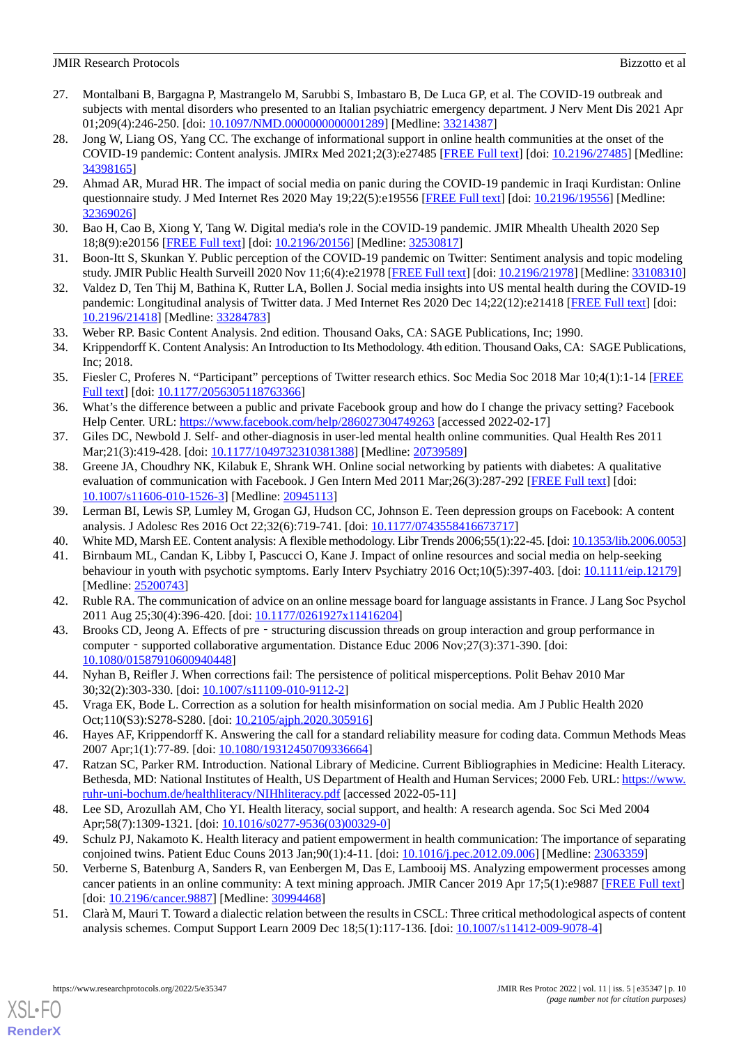27. Montalbani B, Bargagna P, Mastrangelo M, Sarubbi S, Imbastaro B, De Luca GP, et al. The COVID-19 outbreak and subjects with mental disorders who presented to an Italian psychiatric emergency department. J Nerv Ment Dis 2021 Apr 01;209(4):246-250. [doi: 10.1097/NMD.0000000000001289] [Medline: 33214387]
28. Jong W, Liang OS, Yang CC. The exchange of informational support in online health communities at the onset of the COVID-19 pandemic: Content analysis. JMIRx Med 2021;2(3):e27485 [FREE Full text] [doi: 10.2196/27485] [Medline: 34398165]
29. Ahmad AR, Murad HR. The impact of social media on panic during the COVID-19 pandemic in Iraqi Kurdistan: Online questionnaire study. J Med Internet Res 2020 May 19;22(5):e19556 [FREE Full text] [doi: 10.2196/19556] [Medline: 32369026]
30. Bao H, Cao B, Xiong Y, Tang W. Digital media's role in the COVID-19 pandemic. JMIR Mhealth Uhealth 2020 Sep 18;8(9):e20156 [FREE Full text] [doi: 10.2196/20156] [Medline: 32530817]
31. Boon-Itt S, Skunkan Y. Public perception of the COVID-19 pandemic on Twitter: Sentiment analysis and topic modeling study. JMIR Public Health Surveill 2020 Nov 11;6(4):e21978 [FREE Full text] [doi: 10.2196/21978] [Medline: 33108310]
32. Valdez D, Ten Thij M, Bathina K, Rutter LA, Bollen J. Social media insights into US mental health during the COVID-19 pandemic: Longitudinal analysis of Twitter data. J Med Internet Res 2020 Dec 14;22(12):e21418 [FREE Full text] [doi: 10.2196/21418] [Medline: 33284783]
33. Weber RP. Basic Content Analysis. 2nd edition. Thousand Oaks, CA: SAGE Publications, Inc; 1990.
34. Krippendorff K. Content Analysis: An Introduction to Its Methodology. 4th edition. Thousand Oaks, CA: SAGE Publications, Inc; 2018.
35. Fiesler C, Proferes N. “Participant” perceptions of Twitter research ethics. Soc Media Soc 2018 Mar 10;4(1):1-14 [FREE Full text] [doi: 10.1177/2056305118763366]
36. What’s the difference between a public and private Facebook group and how do I change the privacy setting? Facebook Help Center. URL: https://www.facebook.com/help/286027304749263 [accessed 2022-02-17]
37. Giles DC, Newbold J. Self- and other-diagnosis in user-led mental health online communities. Qual Health Res 2011 Mar;21(3):419-428. [doi: 10.1177/1049732310381388] [Medline: 20739589]
38. Greene JA, Choudhry NK, Kilabuk E, Shrank WH. Online social networking by patients with diabetes: A qualitative evaluation of communication with Facebook. J Gen Intern Med 2011 Mar;26(3):287-292 [FREE Full text] [doi: 10.1007/s11606-010-1526-3] [Medline: 20945113]
39. Lerman BI, Lewis SP, Lumley M, Grogan GJ, Hudson CC, Johnson E. Teen depression groups on Facebook: A content analysis. J Adolesc Res 2016 Oct 22;32(6):719-741. [doi: 10.1177/0743558416673717]
40. White MD, Marsh EE. Content analysis: A flexible methodology. Libr Trends 2006;55(1):22-45. [doi: 10.1353/lib.2006.0053]
41. Birnbaum ML, Candan K, Libby I, Pascucci O, Kane J. Impact of online resources and social media on help-seeking behaviour in youth with psychotic symptoms. Early Interv Psychiatry 2016 Oct;10(5):397-403. [doi: 10.1111/eip.12179] [Medline: 25200743]
42. Ruble RA. The communication of advice on an online message board for language assistants in France. J Lang Soc Psychol 2011 Aug 25;30(4):396-420. [doi: 10.1177/0261927x11416204]
43. Brooks CD, Jeong A. Effects of pre‐structuring discussion threads on group interaction and group performance in computer‐supported collaborative argumentation. Distance Educ 2006 Nov;27(3):371-390. [doi: 10.1080/01587910600940448]
44. Nyhan B, Reifler J. When corrections fail: The persistence of political misperceptions. Polit Behav 2010 Mar 30;32(2):303-330. [doi: 10.1007/s11109-010-9112-2]
45. Vraga EK, Bode L. Correction as a solution for health misinformation on social media. Am J Public Health 2020 Oct;110(S3):S278-S280. [doi: 10.2105/ajph.2020.305916]
46. Hayes AF, Krippendorff K. Answering the call for a standard reliability measure for coding data. Commun Methods Meas 2007 Apr;1(1):77-89. [doi: 10.1080/19312450709336664]
47. Ratzan SC, Parker RM. Introduction. National Library of Medicine. Current Bibliographies in Medicine: Health Literacy. Bethesda, MD: National Institutes of Health, US Department of Health and Human Services; 2000 Feb. URL: https://www.ruhr-uni-bochum.de/healthliteracy/NIHhliteracy.pdf [accessed 2022-05-11]
48. Lee SD, Arozullah AM, Cho YI. Health literacy, social support, and health: A research agenda. Soc Sci Med 2004 Apr;58(7):1309-1321. [doi: 10.1016/s0277-9536(03)00329-0]
49. Schulz PJ, Nakamoto K. Health literacy and patient empowerment in health communication: The importance of separating conjoined twins. Patient Educ Couns 2013 Jan;90(1):4-11. [doi: 10.1016/j.pec.2012.09.006] [Medline: 23063359]
50. Verberne S, Batenburg A, Sanders R, van Eenbergen M, Das E, Lambooij MS. Analyzing empowerment processes among cancer patients in an online community: A text mining approach. JMIR Cancer 2019 Apr 17;5(1):e9887 [FREE Full text] [doi: 10.2196/cancer.9887] [Medline: 30994468]
51. Clarà M, Mauri T. Toward a dialectic relation between the results in CSCL: Three critical methodological aspects of content analysis schemes. Comput Support Learn 2009 Dec 18;5(1):117-136. [doi: 10.1007/s11412-009-9078-4]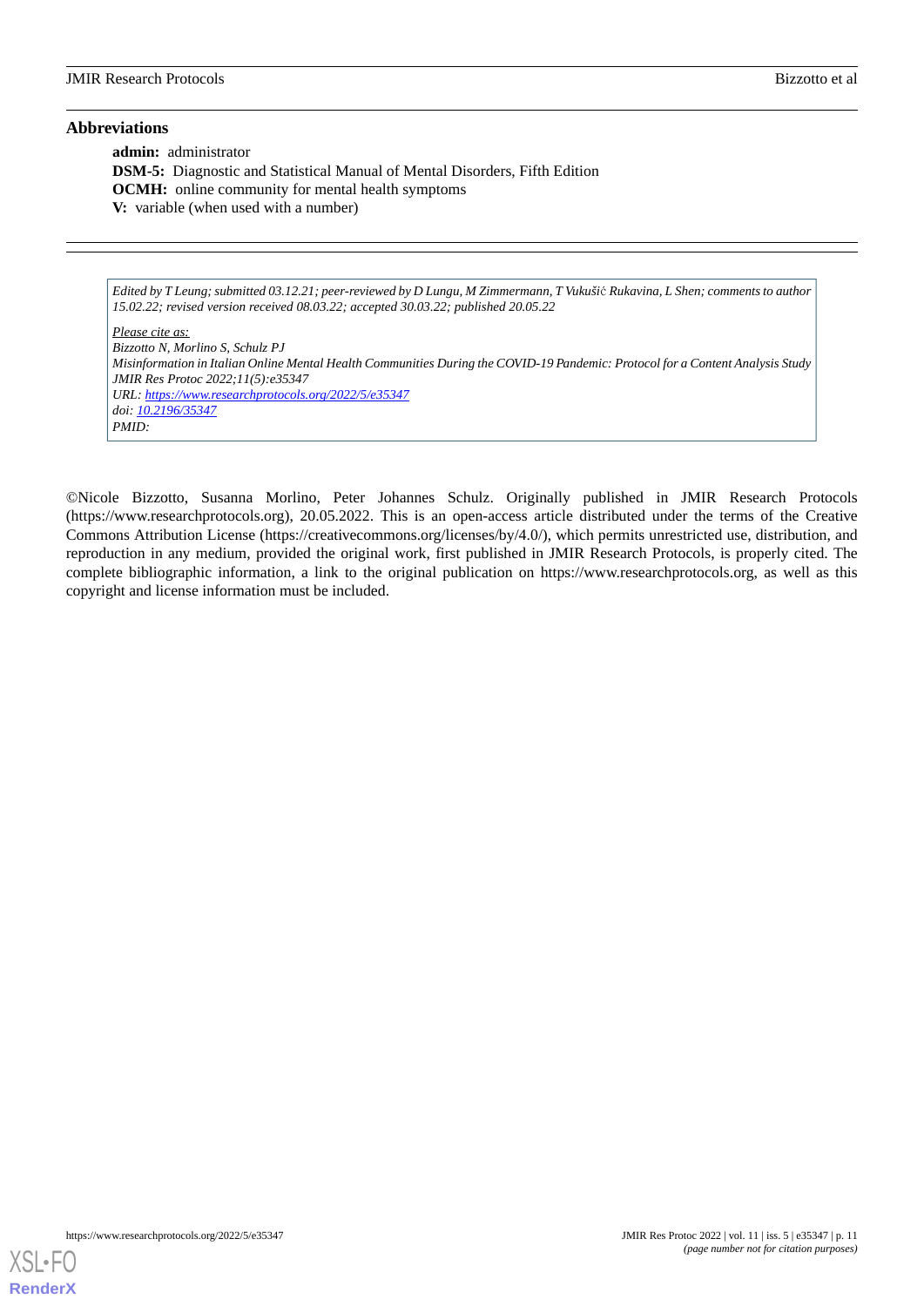## Abbreviations

**admin:** administrator
**DSM-5:** Diagnostic and Statistical Manual of Mental Disorders, Fifth Edition
**OCMH:** online community for mental health symptoms
**V:** variable (when used with a number)

*Edited by T Leung; submitted 03.12.21; peer-reviewed by D Lungu, M Zimmermann, T Vukušić Rukavina, L Shen; comments to author 15.02.22; revised version received 08.03.22; accepted 30.03.22; published 20.05.22*

*Please cite as:*
*Bizzotto N, Morlino S, Schulz PJ*
*Misinformation in Italian Online Mental Health Communities During the COVID-19 Pandemic: Protocol for a Content Analysis Study*
*JMIR Res Protoc 2022;11(5):e35347*
*URL: https://www.researchprotocols.org/2022/5/e35347*
*doi: 10.2196/35347*
*PMID:*

©Nicole Bizzotto, Susanna Morlino, Peter Johannes Schulz. Originally published in JMIR Research Protocols (https://www.researchprotocols.org), 20.05.2022. This is an open-access article distributed under the terms of the Creative Commons Attribution License (https://creativecommons.org/licenses/by/4.0/), which permits unrestricted use, distribution, and reproduction in any medium, provided the original work, first published in JMIR Research Protocols, is properly cited. The complete bibliographic information, a link to the original publication on https://www.researchprotocols.org, as well as this copyright and license information must be included.